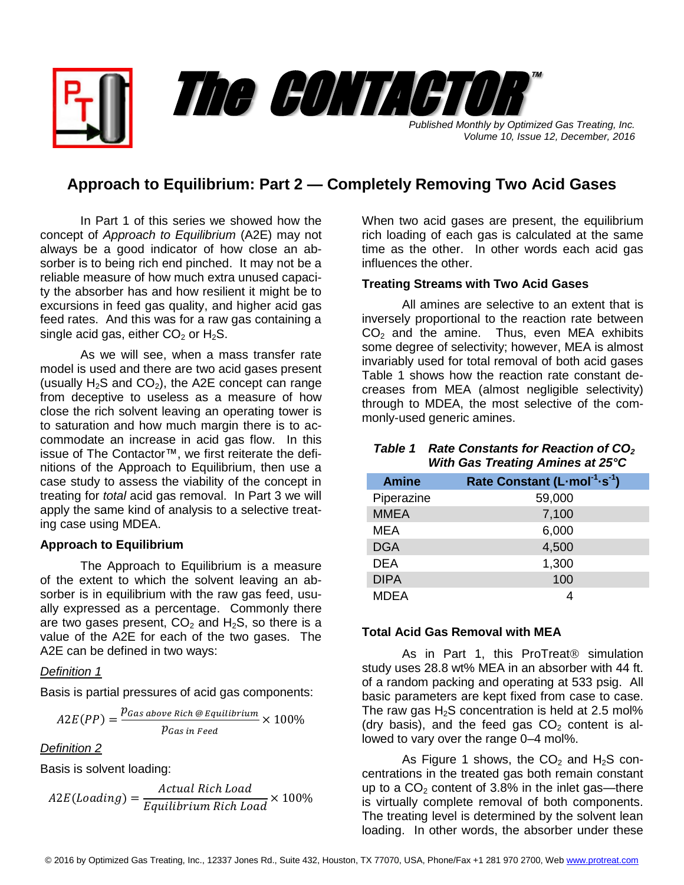# The CONTACTOR™

*Published Monthly by Optimized Gas Treating, Inc.*
*Volume 10, Issue 12, December, 2016*

## Approach to Equilibrium: Part 2 — Completely Removing Two Acid Gases

In Part 1 of this series we showed how the concept of *Approach to Equilibrium* (A2E) may not always be a good indicator of how close an absorber is to being rich end pinched. It may not be a reliable measure of how much extra unused capacity the absorber has and how resilient it might be to excursions in feed gas quality, and higher acid gas feed rates. And this was for a raw gas containing a single acid gas, either $CO_2$ or $H_2S$.

As we will see, when a mass transfer rate model is used and there are two acid gases present (usually $H_2S$ and $CO_2$), the A2E concept can range from deceptive to useless as a measure of how close the rich solvent leaving an operating tower is to saturation and how much margin there is to accommodate an increase in acid gas flow. In this issue of The Contactor™, we first reiterate the definitions of the Approach to Equilibrium, then use a case study to assess the viability of the concept in treating for *total* acid gas removal. In Part 3 we will apply the same kind of analysis to a selective treating case using MDEA.

### Approach to Equilibrium

The Approach to Equilibrium is a measure of the extent to which the solvent leaving an absorber is in equilibrium with the raw gas feed, usually expressed as a percentage. Commonly there are two gases present, $CO_2$ and $H_2S$, so there is a value of the A2E for each of the two gases. The A2E can be defined in two ways:

*Definition 1*

Basis is partial pressures of acid gas components:

$$A2E(PP) = \frac{p_{Gas\ above\ Rich\ @\ Equilibrium}}{p_{Gas\ in\ Feed}} \times 100\%$$

*Definition 2*

Basis is solvent loading:

$$A2E(Loading) = \frac{Actual\ Rich\ Load}{Equilibrium\ Rich\ Load} \times 100\%$$

When two acid gases are present, the equilibrium rich loading of each gas is calculated at the same time as the other. In other words each acid gas influences the other.

### Treating Streams with Two Acid Gases

All amines are selective to an extent that is inversely proportional to the reaction rate between $CO_2$ and the amine. Thus, even MEA exhibits some degree of selectivity; however, MEA is almost invariably used for total removal of both acid gases Table 1 shows how the reaction rate constant decreases from MEA (almost negligible selectivity) through to MDEA, the most selective of the commonly-used generic amines.

***Table 1 Rate Constants for Reaction of $CO_2$ With Gas Treating Amines at 25°C***

| Amine | Rate Constant ($L{\cdot}mol^{-1}{\cdot}s^{-1}$) |
|---|---|
| Piperazine | 59,000 |
| MMEA | 7,100 |
| MEA | 6,000 |
| DGA | 4,500 |
| DEA | 1,300 |
| DIPA | 100 |
| MDEA | 4 |

### Total Acid Gas Removal with MEA

As in Part 1, this ProTreat® simulation study uses 28.8 wt% MEA in an absorber with 44 ft. of a random packing and operating at 533 psig. All basic parameters are kept fixed from case to case. The raw gas $H_2S$ concentration is held at 2.5 mol% (dry basis), and the feed gas $CO_2$ content is allowed to vary over the range 0–4 mol%.

As Figure 1 shows, the $CO_2$ and $H_2S$ concentrations in the treated gas both remain constant up to a $CO_2$ content of 3.8% in the inlet gas—there is virtually complete removal of both components. The treating level is determined by the solvent lean loading. In other words, the absorber under these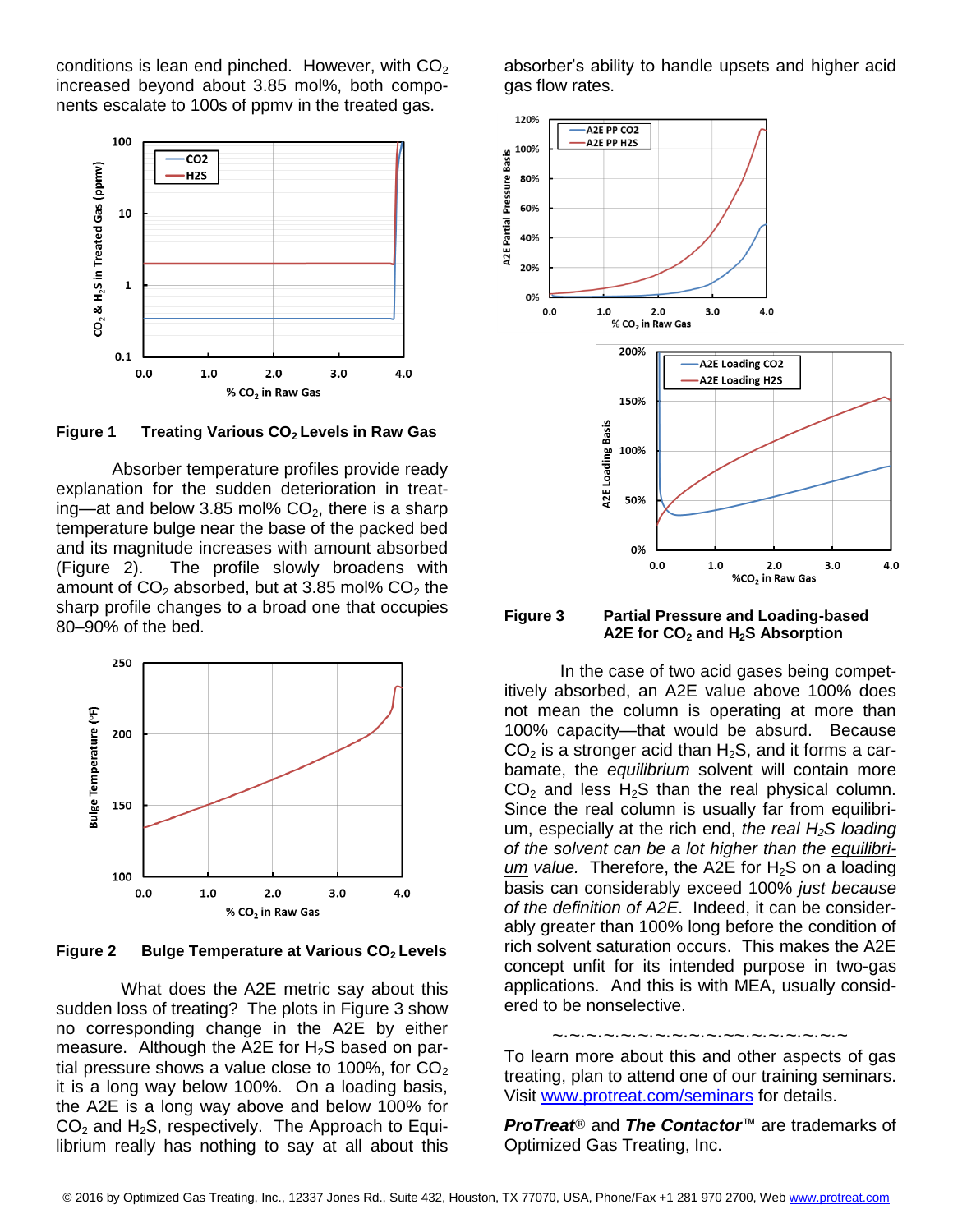conditions is lean end pinched. However, with $CO_2$ increased beyond about 3.85 mol%, both components escalate to 100s of ppmv in the treated gas.

100
10
1
0.1
CO2
H2S
$CO_2$ & $H_2S$ in Treated Gas (ppmv)
0.0
1.0
2.0
3.0
4.0
% $CO_2$ in Raw Gas

**Figure 1 Treating Various $CO_2$ Levels in Raw Gas**

Absorber temperature profiles provide ready explanation for the sudden deterioration in treating—at and below 3.85 mol% $CO_2$, there is a sharp temperature bulge near the base of the packed bed and its magnitude increases with amount absorbed (Figure 2). The profile slowly broadens with amount of $CO_2$ absorbed, but at 3.85 mol% $CO_2$ the sharp profile changes to a broad one that occupies 80–90% of the bed.

250
200
150
100
Bulge Temperature (°F)
0.0
1.0
2.0
3.0
4.0
% $CO_2$ in Raw Gas

**Figure 2 Bulge Temperature at Various $CO_2$ Levels**

What does the A2E metric say about this sudden loss of treating? The plots in Figure 3 show no corresponding change in the A2E by either measure. Although the A2E for $H_2S$ based on partial pressure shows a value close to 100%, for $CO_2$ it is a long way below 100%. On a loading basis, the A2E is a long way above and below 100% for $CO_2$ and $H_2S$, respectively. The Approach to Equilibrium really has nothing to say at all about this absorber's ability to handle upsets and higher acid gas flow rates.

120%
100%
80%
60%
40%
20%
0%
A2E PP CO2
A2E PP H2S
A2E Partial Pressure Basis
0.0
1.0
2.0
3.0
4.0
% $CO_2$ in Raw Gas

200%
150%
100%
50%
0%
A2E Loading CO2
A2E Loading H2S
A2E Loading Basis
0.0
1.0
2.0
3.0
4.0
%$CO_2$ in Raw Gas

**Figure 3 Partial Pressure and Loading-based A2E for $CO_2$ and $H_2S$ Absorption**

In the case of two acid gases being competitively absorbed, an A2E value above 100% does not mean the column is operating at more than 100% capacity—that would be absurd. Because $CO_2$ is a stronger acid than $H_2S$, and it forms a carbamate, the *equilibrium* solvent will contain more $CO_2$ and less $H_2S$ than the real physical column. Since the real column is usually far from equilibrium, especially at the rich end, *the real $H_2S$ loading of the solvent can be a lot higher than the equilibrium value.* Therefore, the A2E for $H_2S$ on a loading basis can considerably exceed 100% *just because of the definition of A2E*. Indeed, it can be considerably greater than 100% long before the condition of rich solvent saturation occurs. This makes the A2E concept unfit for its intended purpose in two-gas applications. And this is with MEA, usually considered to be nonselective.

~.~.~.~.~.~.~.~.~.~.~.~~.~.~.~.~.~.~

To learn more about this and other aspects of gas treating, plan to attend one of our training seminars. Visit www.protreat.com/seminars for details.

***ProTreat***® and ***The Contactor***™ are trademarks of Optimized Gas Treating, Inc.

© 2016 by Optimized Gas Treating, Inc., 12337 Jones Rd., Suite 432, Houston, TX 77070, USA, Phone/Fax +1 281 970 2700, Web www.protreat.com